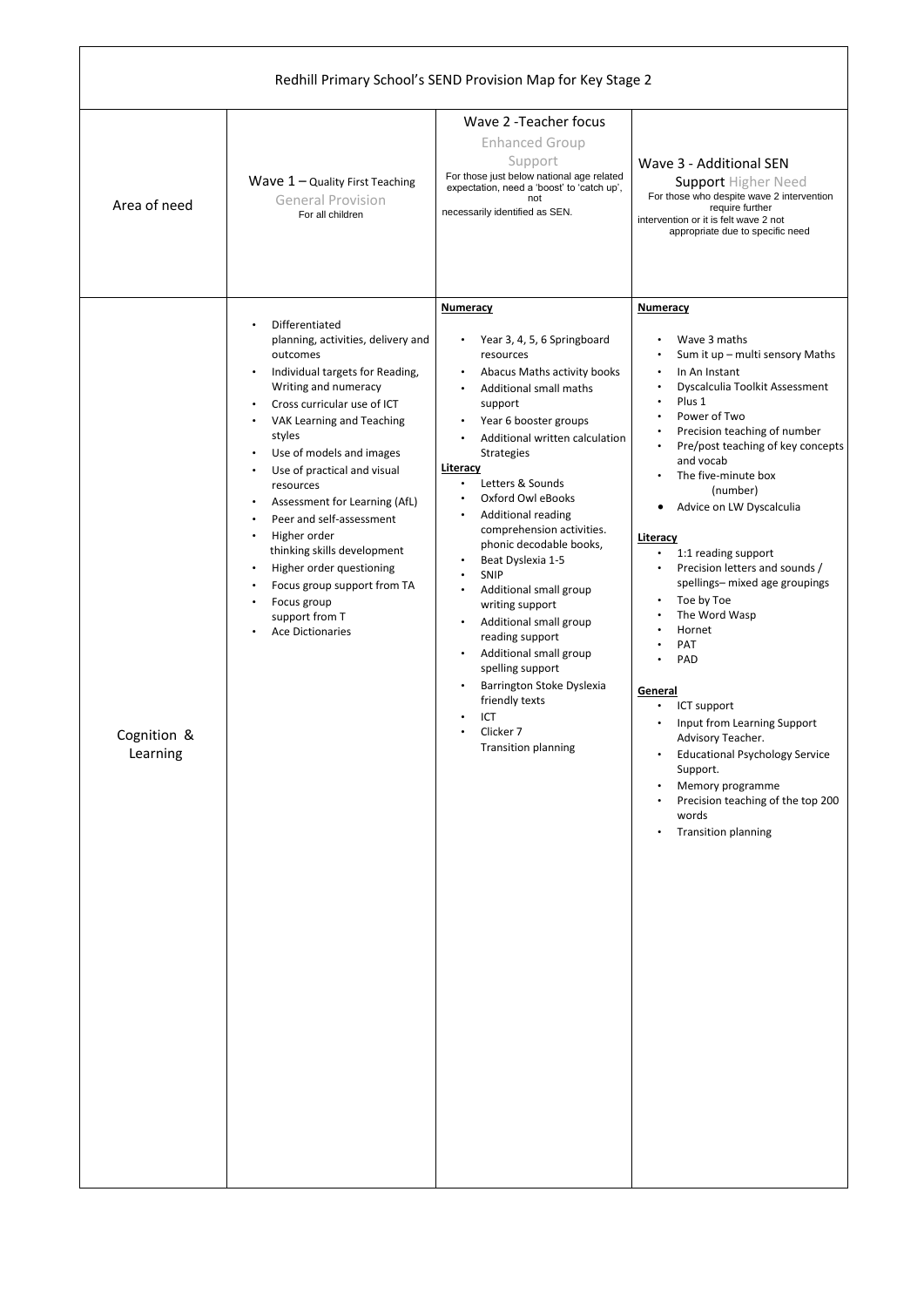| Redhill Primary School's SEND Provision Map for Key Stage 2 | | | |
|---|---|---|---|
| Area of need | Wave 1 – Quality First Teaching<br>General Provision<br>For all children | Wave 2 -Teacher focus<br>Enhanced Group Support<br>For those just below national age related expectation, need a 'boost' to 'catch up', not necessarily identified as SEN. | Wave 3 - Additional SEN Support Higher Need<br>For those who despite wave 2 intervention require further intervention or it is felt wave 2 not appropriate due to specific need |
| Cognition & Learning | • Differentiated planning, activities, delivery and outcomes<br>• Individual targets for Reading, Writing and numeracy<br>• Cross curricular use of ICT<br>• VAK Learning and Teaching styles<br>• Use of models and images<br>• Use of practical and visual resources<br>• Assessment for Learning (AfL)<br>• Peer and self-assessment<br>• Higher order thinking skills development<br>• Higher order questioning<br>• Focus group support from TA<br>• Focus group support from T<br>• Ace Dictionaries | **Numeracy**<br>• Year 3, 4, 5, 6 Springboard resources<br>• Abacus Maths activity books<br>• Additional small maths support<br>• Year 6 booster groups<br>• Additional written calculation Strategies<br>**Literacy**<br>• Letters & Sounds<br>• Oxford Owl eBooks<br>• Additional reading comprehension activities. phonic decodable books,<br>• Beat Dyslexia 1-5<br>• SNIP<br>• Additional small group writing support<br>• Additional small group reading support<br>• Additional small group spelling support<br>• Barrington Stoke Dyslexia friendly texts<br>• ICT<br>• Clicker 7<br>Transition planning | **Numeracy**<br>• Wave 3 maths<br>• Sum it up – multi sensory Maths<br>• In An Instant<br>• Dyscalculia Toolkit Assessment<br>• Plus 1<br>• Power of Two<br>• Precision teaching of number<br>• Pre/post teaching of key concepts and vocab<br>• The five-minute box (number)<br>• Advice on LW Dyscalculia<br>**Literacy**<br>• 1:1 reading support<br>• Precision letters and sounds / spellings– mixed age groupings<br>• Toe by Toe<br>• The Word Wasp<br>• Hornet<br>• PAT<br>• PAD<br>**General**<br>• ICT support<br>• Input from Learning Support Advisory Teacher.<br>• Educational Psychology Service Support.<br>• Memory programme<br>• Precision teaching of the top 200 words<br>• Transition planning |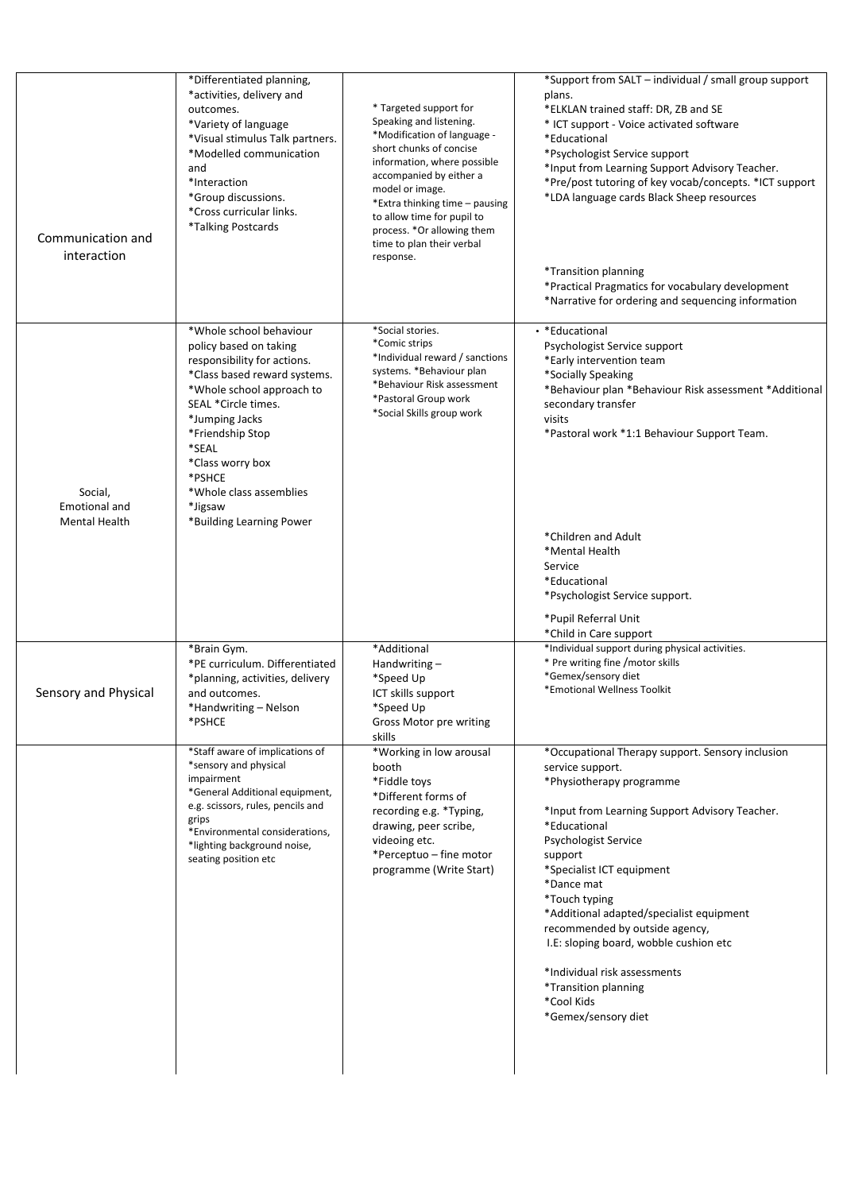| | | | |
|---|---|---|---|
| Communication and interaction | *Differentiated planning, *activities, delivery and outcomes. *Variety of language *Visual stimulus Talk partners. *Modelled communication and *Interaction *Group discussions. *Cross curricular links. *Talking Postcards | * Targeted support for Speaking and listening. *Modification of language - short chunks of concise information, where possible accompanied by either a model or image. *Extra thinking time – pausing to allow time for pupil to process. *Or allowing them time to plan their verbal response. | *Support from SALT – individual / small group support plans. *ELKLAN trained staff: DR, ZB and SE * ICT support - Voice activated software *Educational *Psychologist Service support *Input from Learning Support Advisory Teacher. *Pre/post tutoring of key vocab/concepts. *ICT support *LDA language cards Black Sheep resources<br><br>*Transition planning *Practical Pragmatics for vocabulary development *Narrative for ordering and sequencing information |
| Social, Emotional and Mental Health | *Whole school behaviour policy based on taking responsibility for actions. *Class based reward systems. *Whole school approach to SEAL *Circle times. *Jumping Jacks *Friendship Stop *SEAL *Class worry box *PSHCE *Whole class assemblies *Jigsaw *Building Learning Power | *Social stories. *Comic strips *Individual reward / sanctions systems. *Behaviour plan *Behaviour Risk assessment *Pastoral Group work *Social Skills group work | • *Educational Psychologist Service support *Early intervention team *Socially Speaking *Behaviour plan *Behaviour Risk assessment *Additional secondary transfer visits *Pastoral work *1:1 Behaviour Support Team.<br><br>*Children and Adult *Mental Health Service *Educational *Psychologist Service support.<br><br>*Pupil Referral Unit *Child in Care support |
| Sensory and Physical | *Brain Gym. *PE curriculum. Differentiated *planning, activities, delivery and outcomes. *Handwriting – Nelson *PSHCE | *Additional Handwriting – *Speed Up ICT skills support *Speed Up Gross Motor pre writing skills | *Individual support during physical activities. * Pre writing fine /motor skills *Gemex/sensory diet *Emotional Wellness Toolkit |
| | *Staff aware of implications of *sensory and physical impairment *General Additional equipment, e.g. scissors, rules, pencils and grips *Environmental considerations, *lighting background noise, seating position etc | *Working in low arousal booth *Fiddle toys *Different forms of recording e.g. *Typing, drawing, peer scribe, videoing etc. *Perceptuo – fine motor programme (Write Start) | *Occupational Therapy support. Sensory inclusion service support. *Physiotherapy programme<br><br>*Input from Learning Support Advisory Teacher. *Educational Psychologist Service support *Specialist ICT equipment *Dance mat *Touch typing *Additional adapted/specialist equipment recommended by outside agency, I.E: sloping board, wobble cushion etc<br><br>*Individual risk assessments *Transition planning *Cool Kids *Gemex/sensory diet |